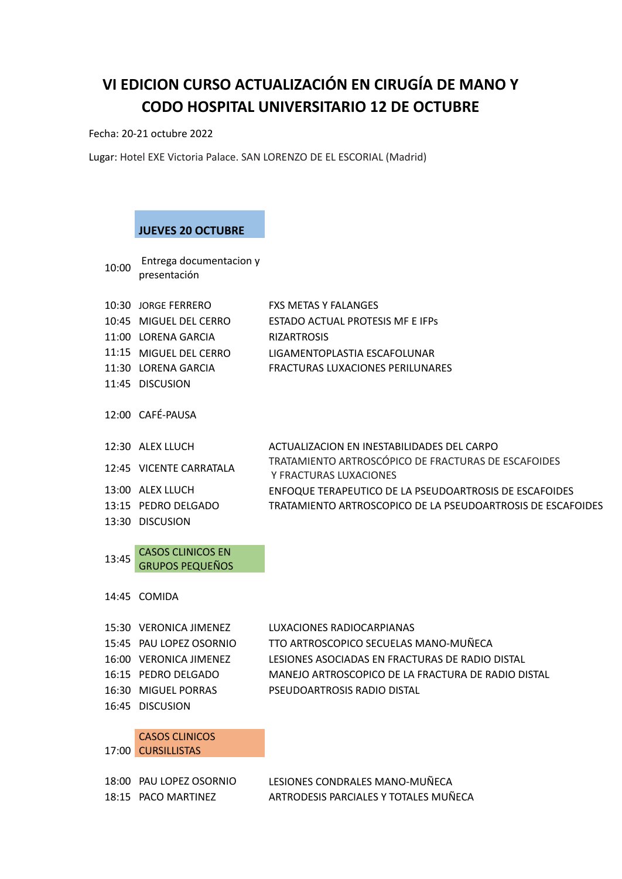# VI EDICION CURSO ACTUALIZACIÓN EN CIRUGÍA DE MANO Y CODO HOSPITAL UNIVERSITARIO 12 DE OCTUBRE

Fecha: 20-21 octubre 2022

Lugar: Hotel EXE Victoria Palace. SAN LORENZO DE EL ESCORIAL (Madrid)

**JUEVES 20 OCTUBRE**

| Hora | Ponente | Tema |
|---|---|---|
| 10:00 | Entrega documentacion y presentación | |
| 10:30 | JORGE FERRERO | FXS METAS Y FALANGES |
| 10:45 | MIGUEL DEL CERRO | ESTADO ACTUAL PROTESIS MF E IFPs |
| 11:00 | LORENA GARCIA | RIZARTROSIS |
| 11:15 | MIGUEL DEL CERRO | LIGAMENTOPLASTIA ESCAFOLUNAR |
| 11:30 | LORENA GARCIA | FRACTURAS LUXACIONES PERILUNARES |
| 11:45 | DISCUSION | |
| 12:00 | CAFÉ-PAUSA | |
| 12:30 | ALEX LLUCH | ACTUALIZACION EN INESTABILIDADES DEL CARPO |
| 12:45 | VICENTE CARRATALA | TRATAMIENTO ARTROSCÓPICO DE FRACTURAS DE ESCAFOIDES Y FRACTURAS LUXACIONES |
| 13:00 | ALEX LLUCH | ENFOQUE TERAPEUTICO DE LA PSEUDOARTROSIS DE ESCAFOIDES |
| 13:15 | PEDRO DELGADO | TRATAMIENTO ARTROSCOPICO DE LA PSEUDOARTROSIS DE ESCAFOIDES |
| 13:30 | DISCUSION | |
| 13:45 | CASOS CLINICOS EN GRUPOS PEQUEÑOS | |
| 14:45 | COMIDA | |
| 15:30 | VERONICA JIMENEZ | LUXACIONES RADIOCARPIANAS |
| 15:45 | PAU LOPEZ OSORNIO | TTO ARTROSCOPICO SECUELAS MANO-MUÑECA |
| 16:00 | VERONICA JIMENEZ | LESIONES ASOCIADAS EN FRACTURAS DE RADIO DISTAL |
| 16:15 | PEDRO DELGADO | MANEJO ARTROSCOPICO DE LA FRACTURA DE RADIO DISTAL |
| 16:30 | MIGUEL PORRAS | PSEUDOARTROSIS RADIO DISTAL |
| 16:45 | DISCUSION | |
| 17:00 | CASOS CLINICOS CURSILLISTAS | |
| 18:00 | PAU LOPEZ OSORNIO | LESIONES CONDRALES MANO-MUÑECA |
| 18:15 | PACO MARTINEZ | ARTRODESIS PARCIALES Y TOTALES MUÑECA |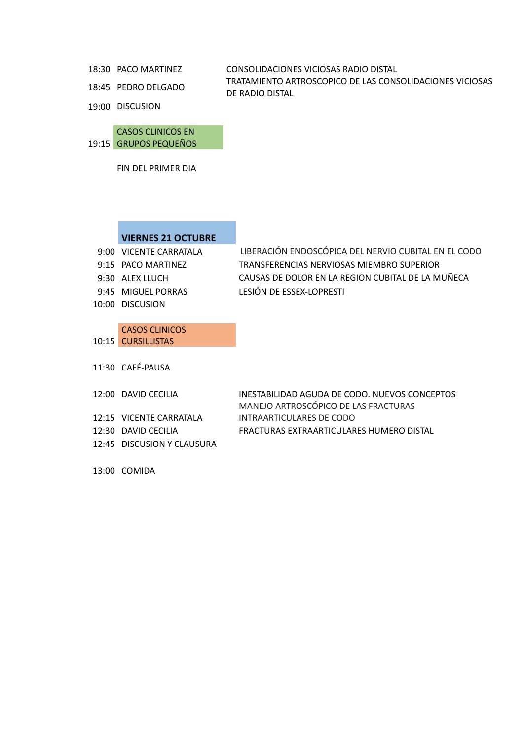| | | |
|---|---|---|
| 18:30 | PACO MARTINEZ | CONSOLIDACIONES VICIOSAS RADIO DISTAL |
| 18:45 | PEDRO DELGADO | TRATAMIENTO ARTROSCOPICO DE LAS CONSOLIDACIONES VICIOSAS DE RADIO DISTAL |
| 19:00 | DISCUSION | |
| 19:15 | CASOS CLINICOS EN GRUPOS PEQUEÑOS | |
| | FIN DEL PRIMER DIA | |

**VIERNES 21 OCTUBRE**

| | | |
|---|---|---|
| 9:00 | VICENTE CARRATALA | LIBERACIÓN ENDOSCÓPICA DEL NERVIO CUBITAL EN EL CODO |
| 9:15 | PACO MARTINEZ | TRANSFERENCIAS NERVIOSAS MIEMBRO SUPERIOR |
| 9:30 | ALEX LLUCH | CAUSAS DE DOLOR EN LA REGION CUBITAL DE LA MUÑECA |
| 9:45 | MIGUEL PORRAS | LESIÓN DE ESSEX-LOPRESTI |
| 10:00 | DISCUSION | |
| 10:15 | CASOS CLINICOS CURSILLISTAS | |
| 11:30 | CAFÉ-PAUSA | |
| 12:00 | DAVID CECILIA | INESTABILIDAD AGUDA DE CODO. NUEVOS CONCEPTOS |
| 12:15 | VICENTE CARRATALA | MANEJO ARTROSCÓPICO DE LAS FRACTURAS INTRAARTICULARES DE CODO |
| 12:30 | DAVID CECILIA | FRACTURAS EXTRAARTICULARES HUMERO DISTAL |
| 12:45 | DISCUSION Y CLAUSURA | |
| 13:00 | COMIDA | |